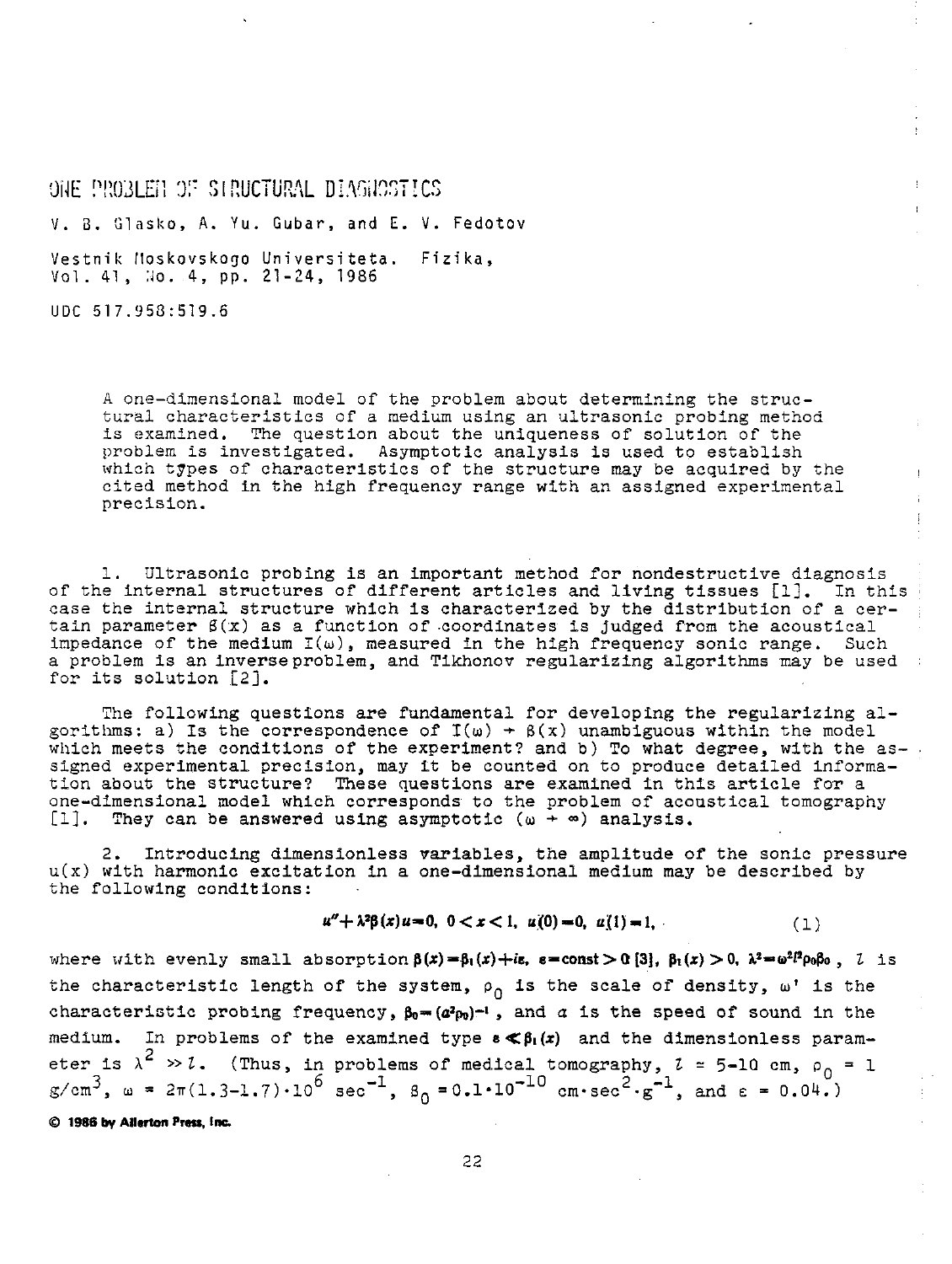# ONE PROBLEM OF STRUCTURAL DIAGNOSTICS

V. B. Glasko, A. Yu. Gubar, and E. V. Fedotov

Vestnik Moskovskogo Universiteta. Fizika,
Vol. 41, No. 4, pp. 21-24, 1986

UDC 517.958:519.6

> A one-dimensional model of the problem about determining the structural characteristics of a medium using an ultrasonic probing method is examined. The question about the uniqueness of solution of the problem is investigated. Asymptotic analysis is used to establish which types of characteristics of the structure may be acquired by the cited method in the high frequency range with an assigned experimental precision.

1. Ultrasonic probing is an important method for nondestructive diagnosis of the internal structures of different articles and living tissues [1]. In this case the internal structure which is characterized by the distribution of a certain parameter $\beta(x)$ as a function of coordinates is judged from the acoustical impedance of the medium $I(\omega)$, measured in the high frequency sonic range. Such a problem is an inverse problem, and Tikhonov regularizing algorithms may be used for its solution [2].

The following questions are fundamental for developing the regularizing algorithms: a) Is the correspondence of $I(\omega) \rightarrow \beta(x)$ unambiguous within the model which meets the conditions of the experiment? and b) To what degree, with the assigned experimental precision, may it be counted on to produce detailed information about the structure? These questions are examined in this article for a one-dimensional model which corresponds to the problem of acoustical tomography [1]. They can be answered using asymptotic ($\omega \rightarrow \infty$) analysis.

2. Introducing dimensionless variables, the amplitude of the sonic pressure $u(x)$ with harmonic excitation in a one-dimensional medium may be described by the following conditions:

$$u'' + \lambda^2 \beta(x) u = 0, \quad 0 < x < 1, \quad u(0) = 0, \quad u(1) = 1, \tag{1}$$

where with evenly small absorption $\beta(x) = \beta_1(x) + i\varepsilon$, $\varepsilon = \text{const} > 0$ [3], $\beta_1(x) > 0$, $\lambda^2 = \omega^2 l^2 \rho_0 \beta_0$, $l$ is the characteristic length of the system, $\rho_0$ is the scale of density, $\omega'$ is the characteristic probing frequency, $\beta_0 = (a^2 \rho_0)^{-1}$, and $a$ is the speed of sound in the medium. In problems of the examined type $\varepsilon \ll \beta_1(x)$ and the dimensionless parameter is $\lambda^2 \gg l$. (Thus, in problems of medical tomography, $l$ = 5-10 cm, $\rho_0$ = 1 g/cm$^3$, $\omega = 2\pi(1.3\text{-}1.7)\cdot 10^6$ sec$^{-1}$, $\beta_0 = 0.1\cdot 10^{-10}$ cm$\cdot$sec$^2\cdot$g$^{-1}$, and $\varepsilon$ = 0.04.)

© 1986 by Allerton Press, Inc.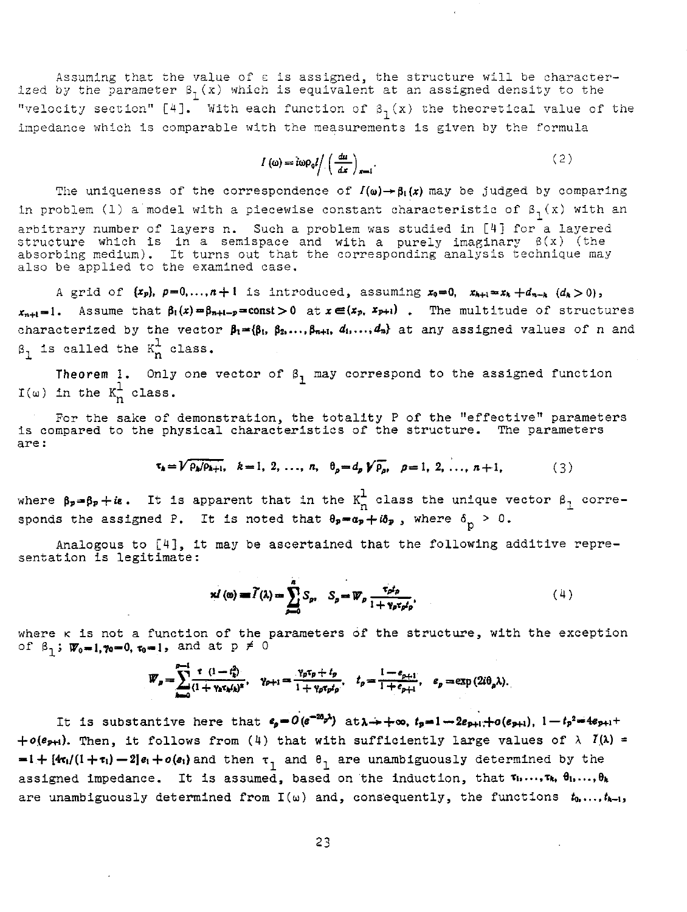Assuming that the value of $\varepsilon$ is assigned, the structure will be characterized by the parameter $\beta_1(x)$ which is equivalent at an assigned density to the "velocity section" [4]. With each function of $\beta_1(x)$ the theoretical value of the impedance which is comparable with the measurements is given by the formula

$$I(\omega) = i\omega\rho_0 l \Big/ \left(\frac{du}{dx}\right)_{x=l}. \tag{2}$$

The uniqueness of the correspondence of $I(\omega) \to \beta_1(x)$ may be judged by comparing in problem (1) a model with a piecewise constant characteristic of $\beta_1(x)$ with an arbitrary number of layers n. Such a problem was studied in [4] for a layered structure which is in a semispace and with a purely imaginary $\beta(x)$ (the absorbing medium). It turns out that the corresponding analysis technique may also be applied to the examined case.

A grid of $\{x_p\}$, $p=0,\ldots,n+1$ is introduced, assuming $x_0=0$, $x_{k+1}=x_k+d_{n-k}$ $(d_k>0)$, $x_{n+1}=1$. Assume that $\beta_1(x)=\beta_{n+1-p}=\text{const}>0$ at $x\in(x_p, x_{p+1})$. The multitude of structures characterized by the vector $\beta_1=\{\beta_1, \beta_2,\ldots,\beta_{n+1}, d_1,\ldots,d_n\}$ at any assigned values of n and $\beta_1$ is called the $K_n^1$ class.

**Theorem 1.** Only one vector of $\beta_1$ may correspond to the assigned function $I(\omega)$ in the $K_n^1$ class.

For the sake of demonstration, the totality P of the "effective" parameters is compared to the physical characteristics of the structure. The parameters are:

$$\tau_k = \sqrt{\rho_k/\rho_{k+1}},\quad k=1, 2, \ldots, n,\quad \theta_p = d_p\sqrt{\rho_p},\quad p=1, 2, \ldots, n+1, \tag{3}$$

where $\rho_p = \beta_p + i\varepsilon$. It is apparent that in the $K_n^1$ class the unique vector $\beta_1$ corresponds the assigned P. It is noted that $\theta_p = \alpha_p + i\delta_p$, where $\delta_p > 0$.

Analogous to [4], it may be ascertained that the following additive representation is legitimate:

$$\varkappa I(\omega) \equiv \tilde{I}(\lambda) = \sum_{p=0}^{n} S_p,\quad S_p = W_p\frac{\tau_p t_p}{1+\gamma_p\tau_p t_p}, \tag{4}$$

where $\kappa$ is not a function of the parameters of the structure, with the exception of $\beta_1$; $W_0=1, \gamma_0=0, \tau_0=1$, and at $p \neq 0$

$$W_p = \sum_{k=0}^{p-1}\frac{\tau(1-t_k^2)}{(1+\gamma_k\tau_k t_k)^2},\quad \gamma_{p+1} = \frac{\gamma_p\tau_p + t_p}{1+\gamma_p\tau_p t_p},\quad t_p = \frac{1-e_{p+1}}{1+e_{p+1}},\quad e_p = \exp(2i\theta_p\lambda).$$

It is substantive here that $e_p = O(e^{-2\delta_p\lambda})$ at $\lambda \to +\infty$, $t_p = 1-2e_{p+1}+o(e_{p+1})$, $1-t_p^2 = 4e_{p+1}+o(e_{p+1})$. Then, it follows from (4) that with sufficiently large values of $\lambda$ $\tilde{I}(\lambda) = 1+[4\tau_1/(1+\tau_1)-2]e_1+o(e_1)$ and then $\tau_1$ and $\theta_1$ are unambiguously determined by the assigned impedance. It is assumed, based on the induction, that $\tau_1,\ldots,\tau_k$, $\theta_1,\ldots,\theta_k$ are unambiguously determined from $I(\omega)$ and, consequently, the functions $t_0,\ldots,t_{k-1}$,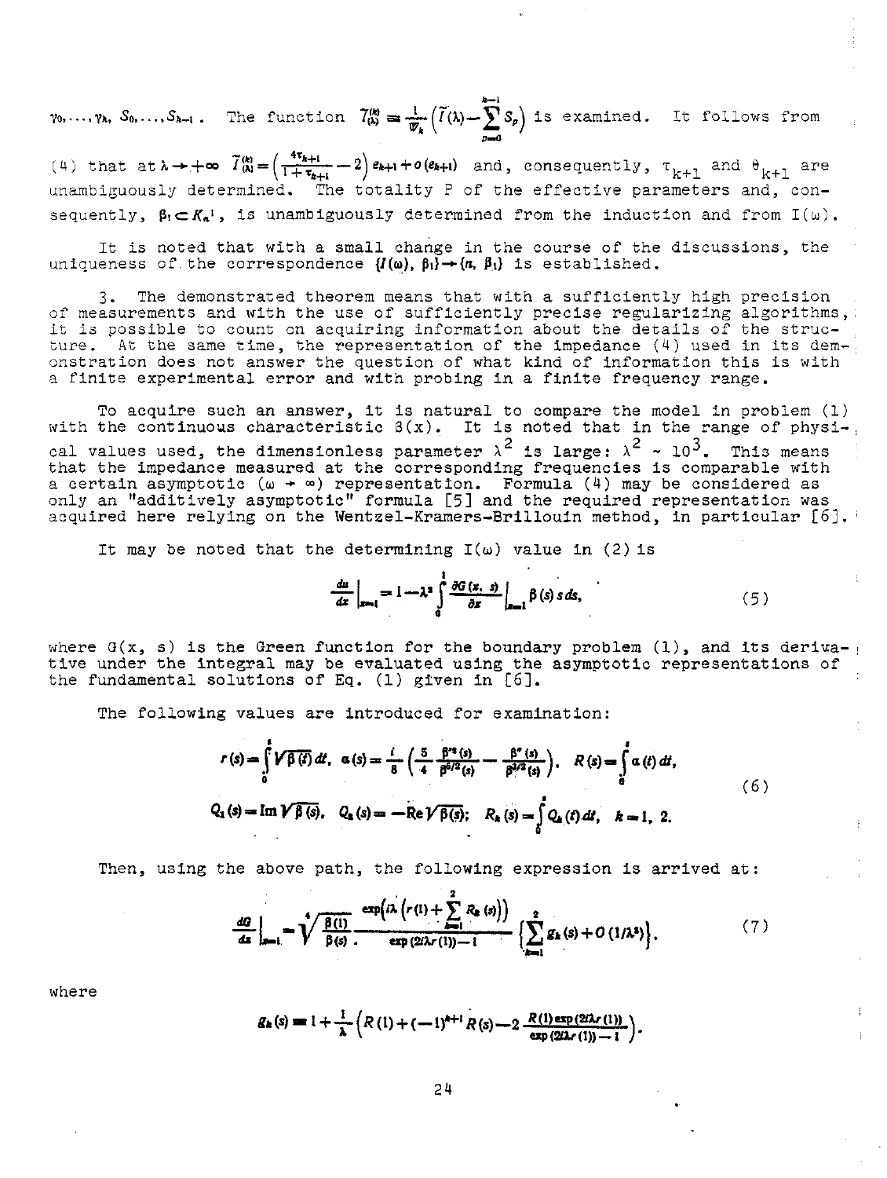$\gamma_0, \ldots, \gamma_k, S_0, \ldots, S_{k-1}$. The function $\tilde{I}^{(k)}_{(\lambda)} = \frac{1}{\varpi_k}\left(\tilde{I}(\lambda) - \sum_{p=0}^{k-1} S_p\right)$ is examined. It follows from (4) that at $\lambda \to +\infty$ $\tilde{I}^{(k)}_{(\lambda)} = \left(\frac{4\tau_{k+1}}{1+\tau_{k+1}} - 2\right) e_{k+1} + o(e_{k+1})$ and, consequently, $\tau_{k+1}$ and $\theta_{k+1}$ are unambiguously determined. The totality P of the effective parameters and, consequently, $\beta_1 \subset K_n^1$, is unambiguously determined from the induction and from $I(\omega)$.

It is noted that with a small change in the course of the discussions, the uniqueness of the correspondence $\{I(\omega), \beta_1\} \to \{n, \beta_1\}$ is established.

3. The demonstrated theorem means that with a sufficiently high precision of measurements and with the use of sufficiently precise regularizing algorithms, it is possible to count on acquiring information about the details of the structure. At the same time, the representation of the impedance (4) used in its demonstration does not answer the question of what kind of information this is with a finite experimental error and with probing in a finite frequency range.

To acquire such an answer, it is natural to compare the model in problem (1) with the continuous characteristic $\beta(x)$. It is noted that in the range of physical values used, the dimensionless parameter $\lambda^2$ is large: $\lambda^2 \sim 10^3$. This means that the impedance measured at the corresponding frequencies is comparable with a certain asymptotic ($\omega \to \infty$) representation. Formula (4) may be considered as only an "additively asymptotic" formula [5] and the required representation was acquired here relying on the Wentzel-Kramers-Brillouin method, in particular [6].

It may be noted that the determining $I(\omega)$ value in (2) is

$$\left.\frac{du}{dx}\right|_{x=1} = 1 - \lambda^2 \int_0^1 \left.\frac{\partial G(x,s)}{\partial x}\right|_{x=1} \beta(s)\, s\, ds, \tag{5}$$

where $G(x, s)$ is the Green function for the boundary problem (1), and its derivative under the integral may be evaluated using the asymptotic representations of the fundamental solutions of Eq. (1) given in [6].

The following values are introduced for examination:

$$r(s) = \int_0^s \sqrt{\beta(t)}\, dt, \quad \alpha(s) = \frac{i}{8}\left(\frac{5}{4}\frac{\beta'^2(s)}{\beta^{5/2}(s)} - \frac{\beta''(s)}{\beta^{3/2}(s)}\right), \quad R(s) = \int_0^s \alpha(t)\, dt,$$
$$Q_1(s) = \operatorname{Im}\sqrt{\beta(s)}, \quad Q_2(s) = -\operatorname{Re}\sqrt{\beta(s)}; \quad R_k(s) = \int_0^s Q_k(t)\, dt, \quad k = 1, 2. \tag{6}$$

Then, using the above path, the following expression is arrived at:

$$\left.\frac{dG}{dx}\right|_{x=1} = \sqrt[4]{\frac{\beta(1)}{\beta(s)}}\, \frac{\exp\left(i\lambda\left(r(1) + \sum_{k=1}^{2} R_k(s)\right)\right)}{\exp(2i\lambda r(1)) - 1} \left\{\sum_{k=1}^{2} g_k(s) + O(1/\lambda^2)\right\}. \tag{7}$$

where

$$g_k(s) = 1 + \frac{1}{\lambda}\left(R(1) + (-1)^{k+1} R(s) - 2\frac{R(1)\exp(2i\lambda r(1))}{\exp(2i\lambda r(1)) - 1}\right).$$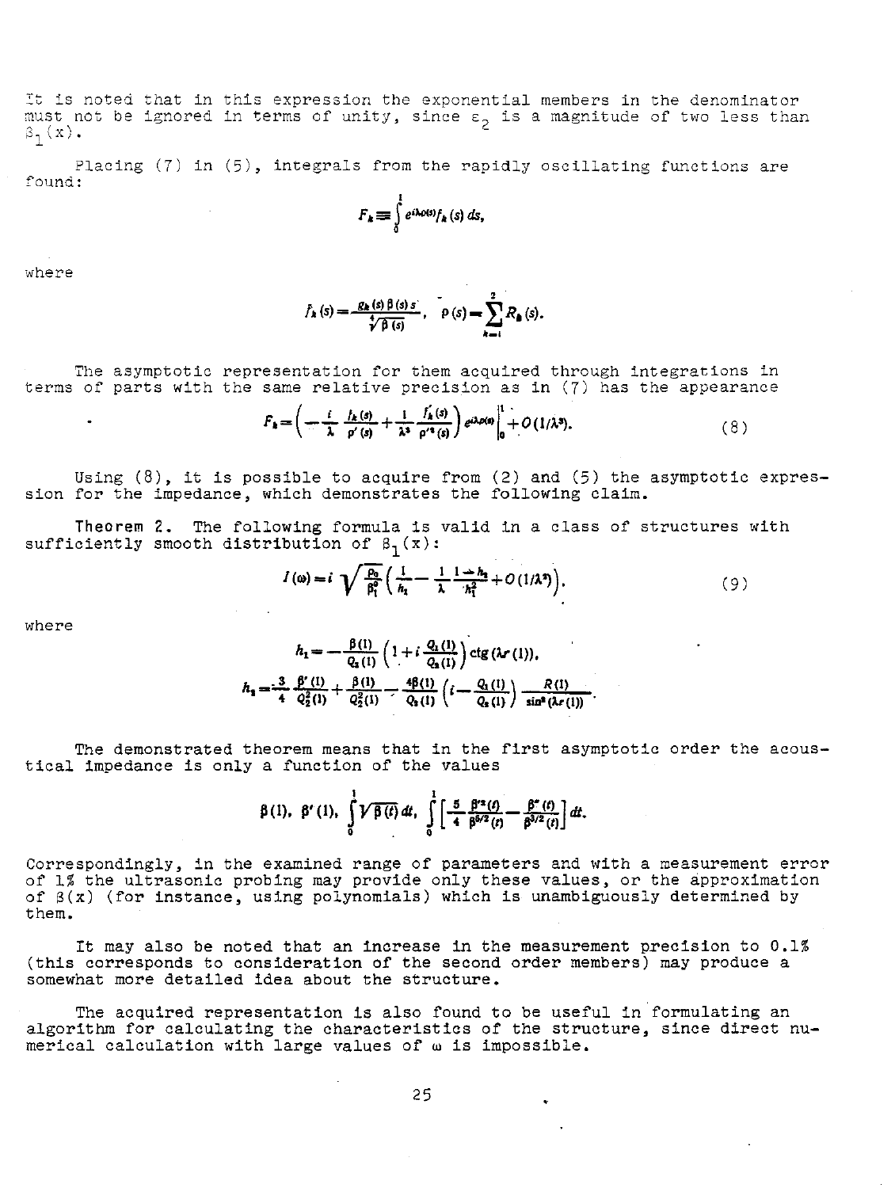It is noted that in this expression the exponential members in the denominator must not be ignored in terms of unity, since $\varepsilon_2$ is a magnitude of two less than $\beta_1(x)$.

Placing (7) in (5), integrals from the rapidly oscillating functions are found:

$$F_k \equiv \int_0^1 e^{i\lambda\rho(s)} f_k(s)\, ds,$$

where

$$f_k(s) = \frac{g_k(s)\beta(s)s}{\sqrt[4]{\beta(s)}}, \quad \rho(s) = \sum_{k=1}^{2} R_k(s).$$

The asymptotic representation for them acquired through integrations in terms of parts with the same relative precision as in (7) has the appearance

$$F_k = \left( -\frac{i}{\lambda} \frac{f_k(s)}{\rho'(s)} + \frac{1}{\lambda^2} \frac{f_k'(s)}{\rho'^2(s)} \right) e^{i\lambda\rho(s)} \Big|_0^1 + O(1/\lambda^3). \tag{8}$$

Using (8), it is possible to acquire from (2) and (5) the asymptotic expression for the impedance, which demonstrates the following claim.

**Theorem 2.** The following formula is valid in a class of structures with sufficiently smooth distribution of $\beta_1(x)$:

$$I(\omega) = i\sqrt{\frac{\rho_0}{\beta_1^0}} \left( \frac{1}{h_1} - \frac{1}{\lambda} \frac{1 - h_2}{h_1^2} + O(1/\lambda^2) \right), \tag{9}$$

where

$$h_1 = -\frac{\beta(1)}{Q_2(1)} \left( 1 + i\frac{Q_1(1)}{Q_2(1)} \right) \operatorname{ctg}(\lambda r(1)),$$

$$h_2 = \frac{3}{4} \frac{\beta'(1)}{Q_2^2(1)} + \frac{\beta(1)}{Q_2^2(1)} - \frac{4\beta(1)}{Q_2(1)} \left( i - \frac{Q_1(1)}{Q_2(1)} \right) \frac{R(1)}{\sin^2(\lambda r(1))}.$$

The demonstrated theorem means that in the first asymptotic order the acoustical impedance is only a function of the values

$$\beta(1),\ \beta'(1),\ \int_0^1 \sqrt{\beta(t)}\, dt,\ \int_0^1 \left[ \frac{5}{4} \frac{\beta'^2(t)}{\beta^{5/2}(t)} - \frac{\beta''(t)}{\beta^{3/2}(t)} \right] dt.$$

Correspondingly, in the examined range of parameters and with a measurement error of 1% the ultrasonic probing may provide only these values, or the approximation of $\beta(x)$ (for instance, using polynomials) which is unambiguously determined by them.

It may also be noted that an increase in the measurement precision to 0.1% (this corresponds to consideration of the second order members) may produce a somewhat more detailed idea about the structure.

The acquired representation is also found to be useful in formulating an algorithm for calculating the characteristics of the structure, since direct numerical calculation with large values of $\omega$ is impossible.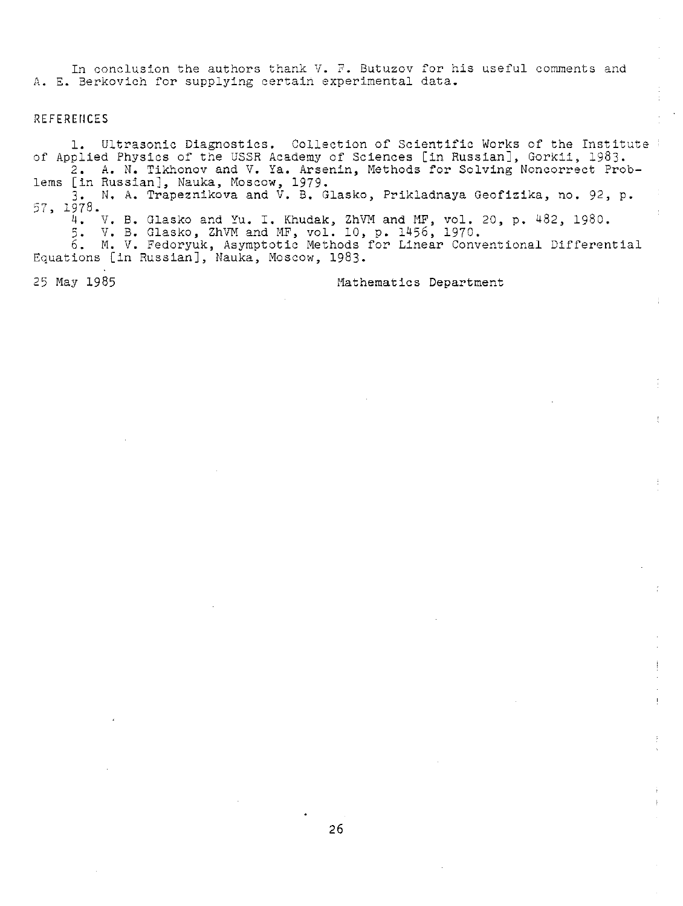In conclusion the authors thank V. F. Butuzov for his useful comments and A. E. Berkovich for supplying certain experimental data.

## REFERENCES

1. Ultrasonic Diagnostics. Collection of Scientific Works of the Institute of Applied Physics of the USSR Academy of Sciences [in Russian], Gorkii, 1983.
2. A. N. Tikhonov and V. Ya. Arsenin, Methods for Solving Noncorrect Problems [in Russian], Nauka, Moscow, 1979.
3. N. A. Trapeznikova and V. B. Glasko, Prikladnaya Geofizika, no. 92, p. 57, 1978.
4. V. B. Glasko and Yu. I. Khudak, ZhVM and MF, vol. 20, p. 482, 1980.
5. V. B. Glasko, ZhVM and MF, vol. 10, p. 1456, 1970.
6. M. V. Fedoryuk, Asymptotic Methods for Linear Conventional Differential Equations [in Russian], Nauka, Moscow, 1983.

25 May 1985 Mathematics Department